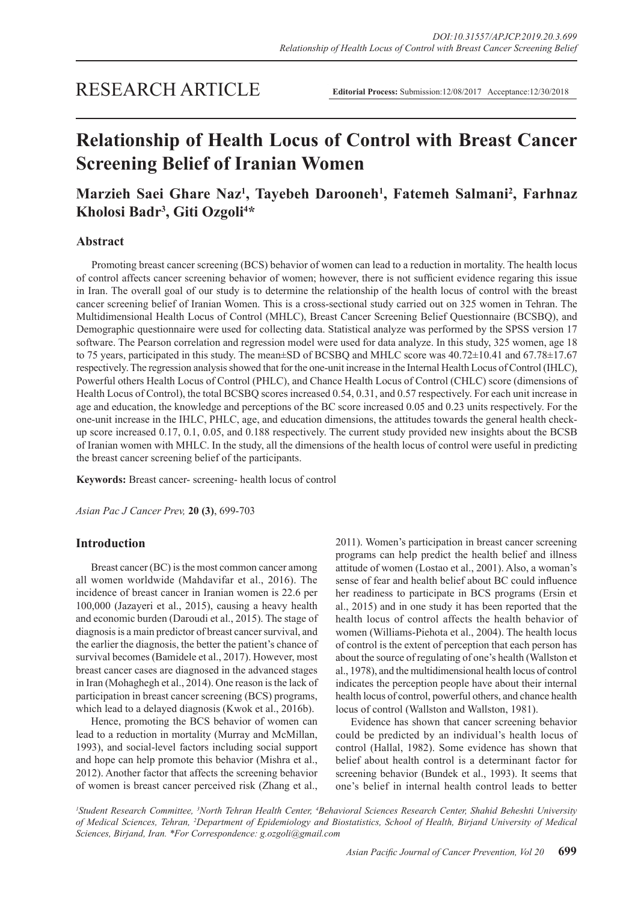RESEARCH ARTICLE

**Editorial Process:** Submission:12/08/2017 Acceptance:12/30/2018

# Relationship of Health Locus of Control with Breast Cancer Screening Belief of Iranian Women

**Marzieh Saei Ghare Naz[1], Tayebeh Darooneh[1], Fatemeh Salmani[2], Farhnaz Kholosi Badr[3], Giti Ozgoli[4]***

## Abstract

Promoting breast cancer screening (BCS) behavior of women can lead to a reduction in mortality. The health locus of control affects cancer screening behavior of women; however, there is not sufficient evidence regaring this issue in Iran. The overall goal of our study is to determine the relationship of the health locus of control with the breast cancer screening belief of Iranian Women. This is a cross-sectional study carried out on 325 women in Tehran. The Multidimensional Health Locus of Control (MHLC), Breast Cancer Screening Belief Questionnaire (BCSBQ), and Demographic questionnaire were used for collecting data. Statistical analyze was performed by the SPSS version 17 software. The Pearson correlation and regression model were used for data analyze. In this study, 325 women, age 18 to 75 years, participated in this study. The mean±SD of BCSBQ and MHLC score was 40.72±10.41 and 67.78±17.67 respectively. The regression analysis showed that for the one-unit increase in the Internal Health Locus of Control (IHLC), Powerful others Health Locus of Control (PHLC), and Chance Health Locus of Control (CHLC) score (dimensions of Health Locus of Control), the total BCSBQ scores increased 0.54, 0.31, and 0.57 respectively. For each unit increase in age and education, the knowledge and perceptions of the BC score increased 0.05 and 0.23 units respectively. For the one-unit increase in the IHLC, PHLC, age, and education dimensions, the attitudes towards the general health check-up score increased 0.17, 0.1, 0.05, and 0.188 respectively. The current study provided new insights about the BCSB of Iranian women with MHLC. In the study, all the dimensions of the health locus of control were useful in predicting the breast cancer screening belief of the participants.

**Keywords:** Breast cancer- screening- health locus of control

*Asian Pac J Cancer Prev,* **20 (3)**, 699-703

## Introduction

Breast cancer (BC) is the most common cancer among all women worldwide (Mahdavifar et al., 2016). The incidence of breast cancer in Iranian women is 22.6 per 100,000 (Jazayeri et al., 2015), causing a heavy health and economic burden (Daroudi et al., 2015). The stage of diagnosis is a main predictor of breast cancer survival, and the earlier the diagnosis, the better the patient's chance of survival becomes (Bamidele et al., 2017). However, most breast cancer cases are diagnosed in the advanced stages in Iran (Mohaghegh et al., 2014). One reason is the lack of participation in breast cancer screening (BCS) programs, which lead to a delayed diagnosis (Kwok et al., 2016b).

Hence, promoting the BCS behavior of women can lead to a reduction in mortality (Murray and McMillan, 1993), and social-level factors including social support and hope can help promote this behavior (Mishra et al., 2012). Another factor that affects the screening behavior of women is breast cancer perceived risk (Zhang et al., 2011). Women's participation in breast cancer screening programs can help predict the health belief and illness attitude of women (Lostao et al., 2001). Also, a woman's sense of fear and health belief about BC could influence her readiness to participate in BCS programs (Ersin et al., 2015) and in one study it has been reported that the health locus of control affects the health behavior of women (Williams-Piehota et al., 2004). The health locus of control is the extent of perception that each person has about the source of regulating of one's health (Wallston et al., 1978), and the multidimensional health locus of control indicates the perception people have about their internal health locus of control, powerful others, and chance health locus of control (Wallston and Wallston, 1981).

Evidence has shown that cancer screening behavior could be predicted by an individual's health locus of control (Hallal, 1982). Some evidence has shown that belief about health control is a determinant factor for screening behavior (Bundek et al., 1993). It seems that one's belief in internal health control leads to better

[1]Student Research Committee, [3]North Tehran Health Center, [4]Behavioral Sciences Research Center, Shahid Beheshti University of Medical Sciences, Tehran, [2]Department of Epidemiology and Biostatistics, School of Health, Birjand University of Medical Sciences, Birjand, Iran. *For Correspondence: g.ozgoli@gmail.com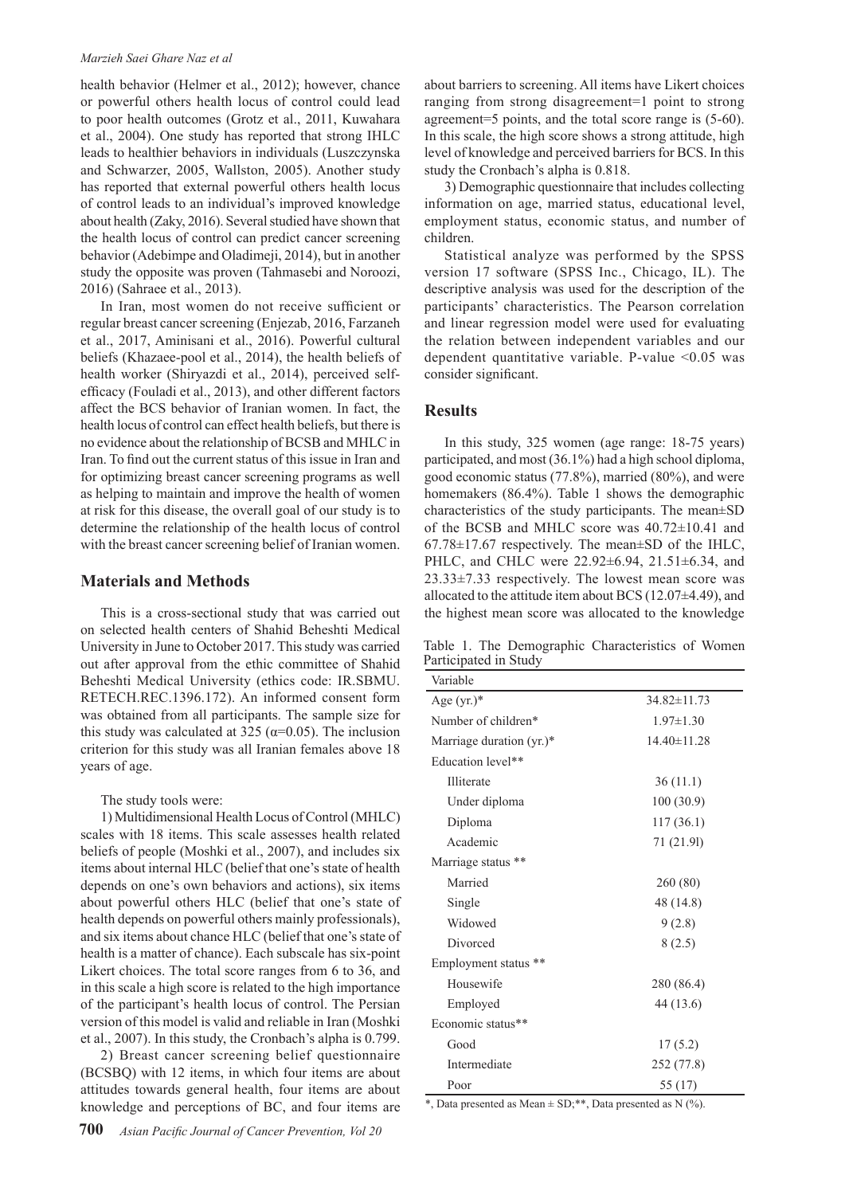health behavior (Helmer et al., 2012); however, chance or powerful others health locus of control could lead to poor health outcomes (Grotz et al., 2011, Kuwahara et al., 2004). One study has reported that strong IHLC leads to healthier behaviors in individuals (Luszczynska and Schwarzer, 2005, Wallston, 2005). Another study has reported that external powerful others health locus of control leads to an individual's improved knowledge about health (Zaky, 2016). Several studied have shown that the health locus of control can predict cancer screening behavior (Adebimpe and Oladimeji, 2014), but in another study the opposite was proven (Tahmasebi and Noroozi, 2016) (Sahraee et al., 2013).

In Iran, most women do not receive sufficient or regular breast cancer screening (Enjezab, 2016, Farzaneh et al., 2017, Aminisani et al., 2016). Powerful cultural beliefs (Khazaee-pool et al., 2014), the health beliefs of health worker (Shiryazdi et al., 2014), perceived self-efficacy (Fouladi et al., 2013), and other different factors affect the BCS behavior of Iranian women. In fact, the health locus of control can effect health beliefs, but there is no evidence about the relationship of BCSB and MHLC in Iran. To find out the current status of this issue in Iran and for optimizing breast cancer screening programs as well as helping to maintain and improve the health of women at risk for this disease, the overall goal of our study is to determine the relationship of the health locus of control with the breast cancer screening belief of Iranian women.

## Materials and Methods

This is a cross-sectional study that was carried out on selected health centers of Shahid Beheshti Medical University in June to October 2017. This study was carried out after approval from the ethic committee of Shahid Beheshti Medical University (ethics code: IR.SBMU. RETECH.REC.1396.172). An informed consent form was obtained from all participants. The sample size for this study was calculated at 325 ($\alpha$=0.05). The inclusion criterion for this study was all Iranian females above 18 years of age.

The study tools were:

1) Multidimensional Health Locus of Control (MHLC) scales with 18 items. This scale assesses health related beliefs of people (Moshki et al., 2007), and includes six items about internal HLC (belief that one's state of health depends on one's own behaviors and actions), six items about powerful others HLC (belief that one's state of health depends on powerful others mainly professionals), and six items about chance HLC (belief that one's state of health is a matter of chance). Each subscale has six-point Likert choices. The total score ranges from 6 to 36, and in this scale a high score is related to the high importance of the participant's health locus of control. The Persian version of this model is valid and reliable in Iran (Moshki et al., 2007). In this study, the Cronbach's alpha is 0.799.

2) Breast cancer screening belief questionnaire (BCSBQ) with 12 items, in which four items are about attitudes towards general health, four items are about knowledge and perceptions of BC, and four items are about barriers to screening. All items have Likert choices ranging from strong disagreement=1 point to strong agreement=5 points, and the total score range is (5-60). In this scale, the high score shows a strong attitude, high level of knowledge and perceived barriers for BCS. In this study the Cronbach's alpha is 0.818.

3) Demographic questionnaire that includes collecting information on age, married status, educational level, employment status, economic status, and number of children.

Statistical analyze was performed by the SPSS version 17 software (SPSS Inc., Chicago, IL). The descriptive analysis was used for the description of the participants' characteristics. The Pearson correlation and linear regression model were used for evaluating the relation between independent variables and our dependent quantitative variable. P-value <0.05 was consider significant.

## Results

In this study, 325 women (age range: 18-75 years) participated, and most (36.1%) had a high school diploma, good economic status (77.8%), married (80%), and were homemakers (86.4%). Table 1 shows the demographic characteristics of the study participants. The mean±SD of the BCSB and MHLC score was 40.72±10.41 and 67.78±17.67 respectively. The mean±SD of the IHLC, PHLC, and CHLC were 22.92±6.94, 21.51±6.34, and 23.33±7.33 respectively. The lowest mean score was allocated to the attitude item about BCS (12.07±4.49), and the highest mean score was allocated to the knowledge

Table 1. The Demographic Characteristics of Women Participated in Study

| Variable | |
|---|---|
| Age (yr.)* | 34.82±11.73 |
| Number of children* | 1.97±1.30 |
| Marriage duration (yr.)* | 14.40±11.28 |
| Education level** | |
| Illiterate | 36 (11.1) |
| Under diploma | 100 (30.9) |
| Diploma | 117 (36.1) |
| Academic | 71 (21.9l) |
| Marriage status ** | |
| Married | 260 (80) |
| Single | 48 (14.8) |
| Widowed | 9 (2.8) |
| Divorced | 8 (2.5) |
| Employment status ** | |
| Housewife | 280 (86.4) |
| Employed | 44 (13.6) |
| Economic status** | |
| Good | 17 (5.2) |
| Intermediate | 252 (77.8) |
| Poor | 55 (17) |

*, Data presented as Mean ± SD;**, Data presented as N (%).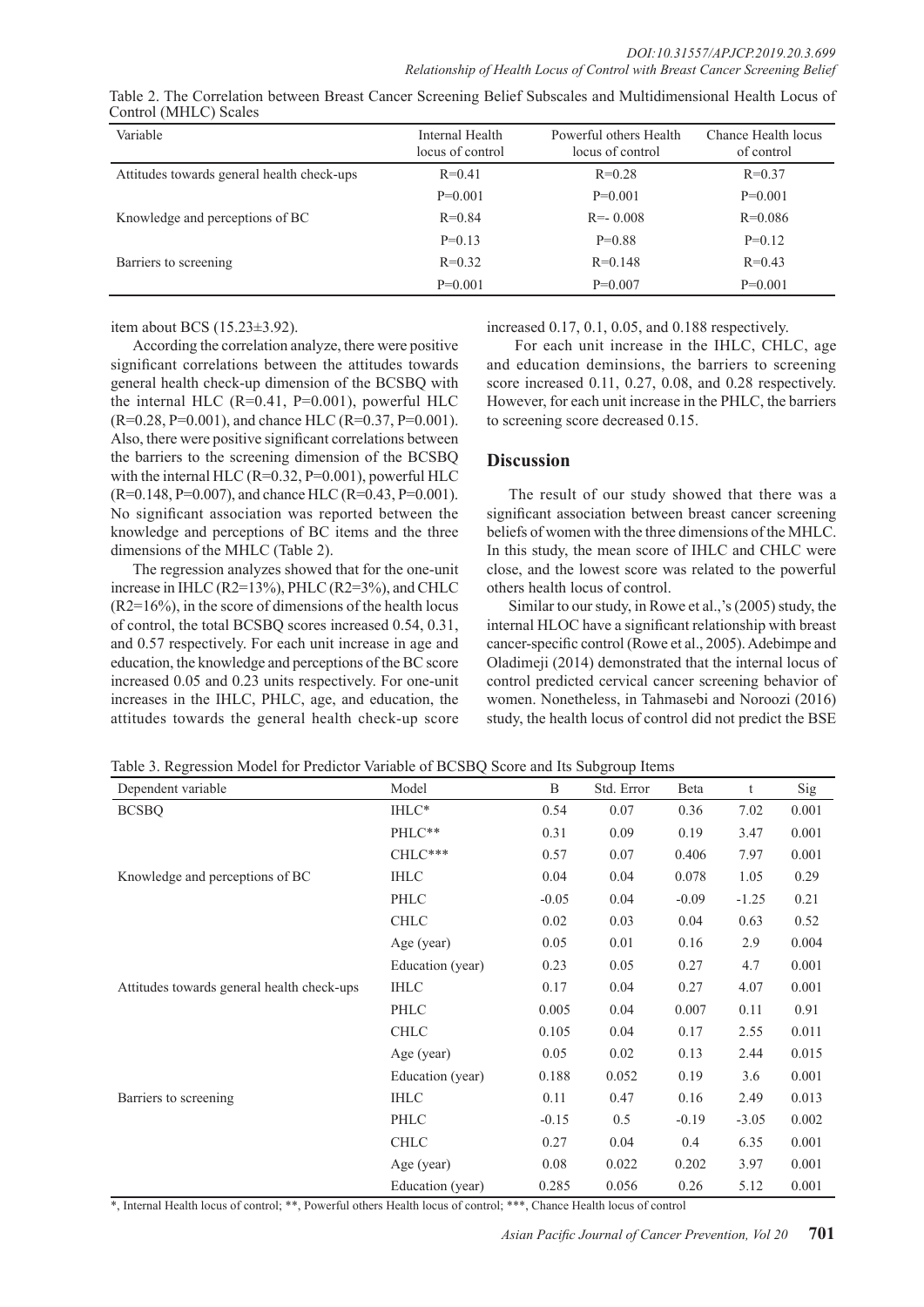Table 2. The Correlation between Breast Cancer Screening Belief Subscales and Multidimensional Health Locus of Control (MHLC) Scales

| Variable | Internal Health locus of control | Powerful others Health locus of control | Chance Health locus of control |
|---|---|---|---|
| Attitudes towards general health check-ups | R=0.41 | R=0.28 | R=0.37 |
| | P=0.001 | P=0.001 | P=0.001 |
| Knowledge and perceptions of BC | R=0.84 | R=- 0.008 | R=0.086 |
| | P=0.13 | P=0.88 | P=0.12 |
| Barriers to screening | R=0.32 | R=0.148 | R=0.43 |
| | P=0.001 | P=0.007 | P=0.001 |

item about BCS (15.23±3.92).

According the correlation analyze, there were positive significant correlations between the attitudes towards general health check-up dimension of the BCSBQ with the internal HLC (R=0.41, P=0.001), powerful HLC (R=0.28, P=0.001), and chance HLC (R=0.37, P=0.001). Also, there were positive significant correlations between the barriers to the screening dimension of the BCSBQ with the internal HLC (R=0.32, P=0.001), powerful HLC (R=0.148, P=0.007), and chance HLC (R=0.43, P=0.001). No significant association was reported between the knowledge and perceptions of BC items and the three dimensions of the MHLC (Table 2).

The regression analyzes showed that for the one-unit increase in IHLC (R2=13%), PHLC (R2=3%), and CHLC (R2=16%), in the score of dimensions of the health locus of control, the total BCSBQ scores increased 0.54, 0.31, and 0.57 respectively. For each unit increase in age and education, the knowledge and perceptions of the BC score increased 0.05 and 0.23 units respectively. For one-unit increases in the IHLC, PHLC, age, and education, the attitudes towards the general health check-up score increased 0.17, 0.1, 0.05, and 0.188 respectively.

For each unit increase in the IHLC, CHLC, age and education deminsions, the barriers to screening score increased 0.11, 0.27, 0.08, and 0.28 respectively. However, for each unit increase in the PHLC, the barriers to screening score decreased 0.15.

## Discussion

The result of our study showed that there was a significant association between breast cancer screening beliefs of women with the three dimensions of the MHLC. In this study, the mean score of IHLC and CHLC were close, and the lowest score was related to the powerful others health locus of control.

Similar to our study, in Rowe et al.,'s (2005) study, the internal HLOC have a significant relationship with breast cancer-specific control (Rowe et al., 2005). Adebimpe and Oladimeji (2014) demonstrated that the internal locus of control predicted cervical cancer screening behavior of women. Nonetheless, in Tahmasebi and Noroozi (2016) study, the health locus of control did not predict the BSE

Table 3. Regression Model for Predictor Variable of BCSBQ Score and Its Subgroup Items

| Dependent variable | Model | B | Std. Error | Beta | t | Sig |
|---|---|---|---|---|---|---|
| BCSBQ | IHLC* | 0.54 | 0.07 | 0.36 | 7.02 | 0.001 |
| | PHLC** | 0.31 | 0.09 | 0.19 | 3.47 | 0.001 |
| | CHLC*** | 0.57 | 0.07 | 0.406 | 7.97 | 0.001 |
| Knowledge and perceptions of BC | IHLC | 0.04 | 0.04 | 0.078 | 1.05 | 0.29 |
| | PHLC | -0.05 | 0.04 | -0.09 | -1.25 | 0.21 |
| | CHLC | 0.02 | 0.03 | 0.04 | 0.63 | 0.52 |
| | Age (year) | 0.05 | 0.01 | 0.16 | 2.9 | 0.004 |
| | Education (year) | 0.23 | 0.05 | 0.27 | 4.7 | 0.001 |
| Attitudes towards general health check-ups | IHLC | 0.17 | 0.04 | 0.27 | 4.07 | 0.001 |
| | PHLC | 0.005 | 0.04 | 0.007 | 0.11 | 0.91 |
| | CHLC | 0.105 | 0.04 | 0.17 | 2.55 | 0.011 |
| | Age (year) | 0.05 | 0.02 | 0.13 | 2.44 | 0.015 |
| | Education (year) | 0.188 | 0.052 | 0.19 | 3.6 | 0.001 |
| Barriers to screening | IHLC | 0.11 | 0.47 | 0.16 | 2.49 | 0.013 |
| | PHLC | -0.15 | 0.5 | -0.19 | -3.05 | 0.002 |
| | CHLC | 0.27 | 0.04 | 0.4 | 6.35 | 0.001 |
| | Age (year) | 0.08 | 0.022 | 0.202 | 3.97 | 0.001 |
| | Education (year) | 0.285 | 0.056 | 0.26 | 5.12 | 0.001 |

*, Internal Health locus of control; **, Powerful others Health locus of control; ***, Chance Health locus of control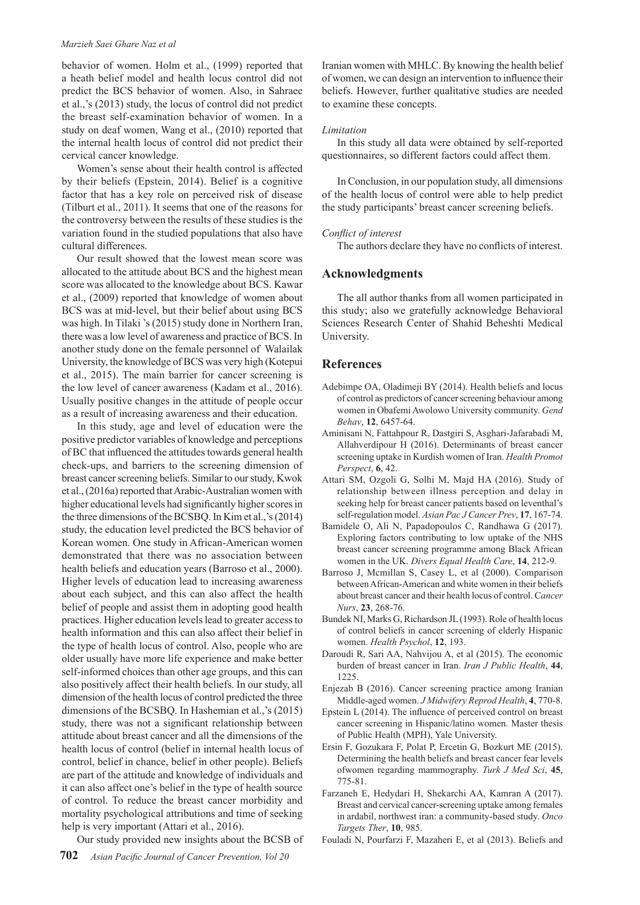behavior of women. Holm et al., (1999) reported that a heath belief model and health locus control did not predict the BCS behavior of women. Also, in Sahraee et al.,'s (2013) study, the locus of control did not predict the breast self-examination behavior of women. In a study on deaf women, Wang et al., (2010) reported that the internal health locus of control did not predict their cervical cancer knowledge.

Women's sense about their health control is affected by their beliefs (Epstein, 2014). Belief is a cognitive factor that has a key role on perceived risk of disease (Tilburt et al., 2011). It seems that one of the reasons for the controversy between the results of these studies is the variation found in the studied populations that also have cultural differences.

Our result showed that the lowest mean score was allocated to the attitude about BCS and the highest mean score was allocated to the knowledge about BCS. Kawar et al., (2009) reported that knowledge of women about BCS was at mid-level, but their belief about using BCS was high. In Tilaki 's (2015) study done in Northern Iran, there was a low level of awareness and practice of BCS. In another study done on the female personnel of Walailak University, the knowledge of BCS was very high (Kotepui et al., 2015). The main barrier for cancer screening is the low level of cancer awareness (Kadam et al., 2016). Usually positive changes in the attitude of people occur as a result of increasing awareness and their education.

In this study, age and level of education were the positive predictor variables of knowledge and perceptions of BC that influenced the attitudes towards general health check-ups, and barriers to the screening dimension of breast cancer screening beliefs. Similar to our study, Kwok et al., (2016a) reported that Arabic-Australian women with higher educational levels had significantly higher scores in the three dimensions of the BCSBQ. In Kim et al.,'s (2014) study, the education level predicted the BCS behavior of Korean women. One study in African-American women demonstrated that there was no association between health beliefs and education years (Barroso et al., 2000). Higher levels of education lead to increasing awareness about each subject, and this can also affect the health belief of people and assist them in adopting good health practices. Higher education levels lead to greater access to health information and this can also affect their belief in the type of health locus of control. Also, people who are older usually have more life experience and make better self-informed choices than other age groups, and this can also positively affect their health beliefs. In our study, all dimension of the health locus of control predicted the three dimensions of the BCSBQ. In Hashemian et al.,'s (2015) study, there was not a significant relationship between attitude about breast cancer and all the dimensions of the health locus of control (belief in internal health locus of control, belief in chance, belief in other people). Beliefs are part of the attitude and knowledge of individuals and it can also affect one's belief in the type of health source of control. To reduce the breast cancer morbidity and mortality psychological attributions and time of seeking help is very important (Attari et al., 2016).

Our study provided new insights about the BCSB of Iranian women with MHLC. By knowing the health belief of women, we can design an intervention to influence their beliefs. However, further qualitative studies are needed to examine these concepts.

*Limitation*

In this study all data were obtained by self-reported questionnaires, so different factors could affect them.

In Conclusion, in our population study, all dimensions of the health locus of control were able to help predict the study participants' breast cancer screening beliefs.

*Conflict of interest*

The authors declare they have no conflicts of interest.

## Acknowledgments

The all author thanks from all women participated in this study; also we gratefully acknowledge Behavioral Sciences Research Center of Shahid Beheshti Medical University.

## References

Adebimpe OA, Oladimeji BY (2014). Health beliefs and locus of control as predictors of cancer screening behaviour among women in Obafemi Awolowo University community. *Gend Behav*, **12**, 6457-64.

Aminisani N, Fattahpour R, Dastgiri S, Asghari-Jafarabadi M, Allahverdipour H (2016). Determinants of breast cancer screening uptake in Kurdish women of Iran. *Health Promot Perspect*, **6**, 42.

Attari SM, Ozgoli G, Solhi M, Majd HA (2016). Study of relationship between illness perception and delay in seeking help for breast cancer patients based on leventhal's self-regulation model. *Asian Pac J Cancer Prev*, **17**, 167-74.

Bamidele O, Ali N, Papadopoulos C, Randhawa G (2017). Exploring factors contributing to low uptake of the NHS breast cancer screening programme among Black African women in the UK. *Divers Equal Health Care*, **14**, 212-9.

Barroso J, Mcmillan S, Casey L, et al (2000). Comparison between African-American and white women in their beliefs about breast cancer and their health locus of control. *Cancer Nurs*, **23**, 268-76.

Bundek NI, Marks G, Richardson JL (1993). Role of health locus of control beliefs in cancer screening of elderly Hispanic women. *Health Psychol*, **12**, 193.

Daroudi R, Sari AA, Nahvijou A, et al (2015). The economic burden of breast cancer in Iran. *Iran J Public Health*, **44**, 1225.

Enjezab B (2016). Cancer screening practice among Iranian Middle-aged women. *J Midwifery Reprod Health*, **4**, 770-8.

Epstein L (2014). The influence of perceived control on breast cancer screening in Hispanic/latino women. Master thesis of Public Health (MPH), Yale University.

Ersin F, Gozukara F, Polat P, Ercetin G, Bozkurt ME (2015). Determining the health beliefs and breast cancer fear levels ofwomen regarding mammography. *Turk J Med Sci*, **45**, 775-81.

Farzaneh E, Hedydari H, Shekarchi AA, Kamran A (2017). Breast and cervical cancer-screening uptake among females in ardabil, northwest iran: a community-based study. *Onco Targets Ther*, **10**, 985.

Fouladi N, Pourfarzi F, Mazaheri E, et al (2013). Beliefs and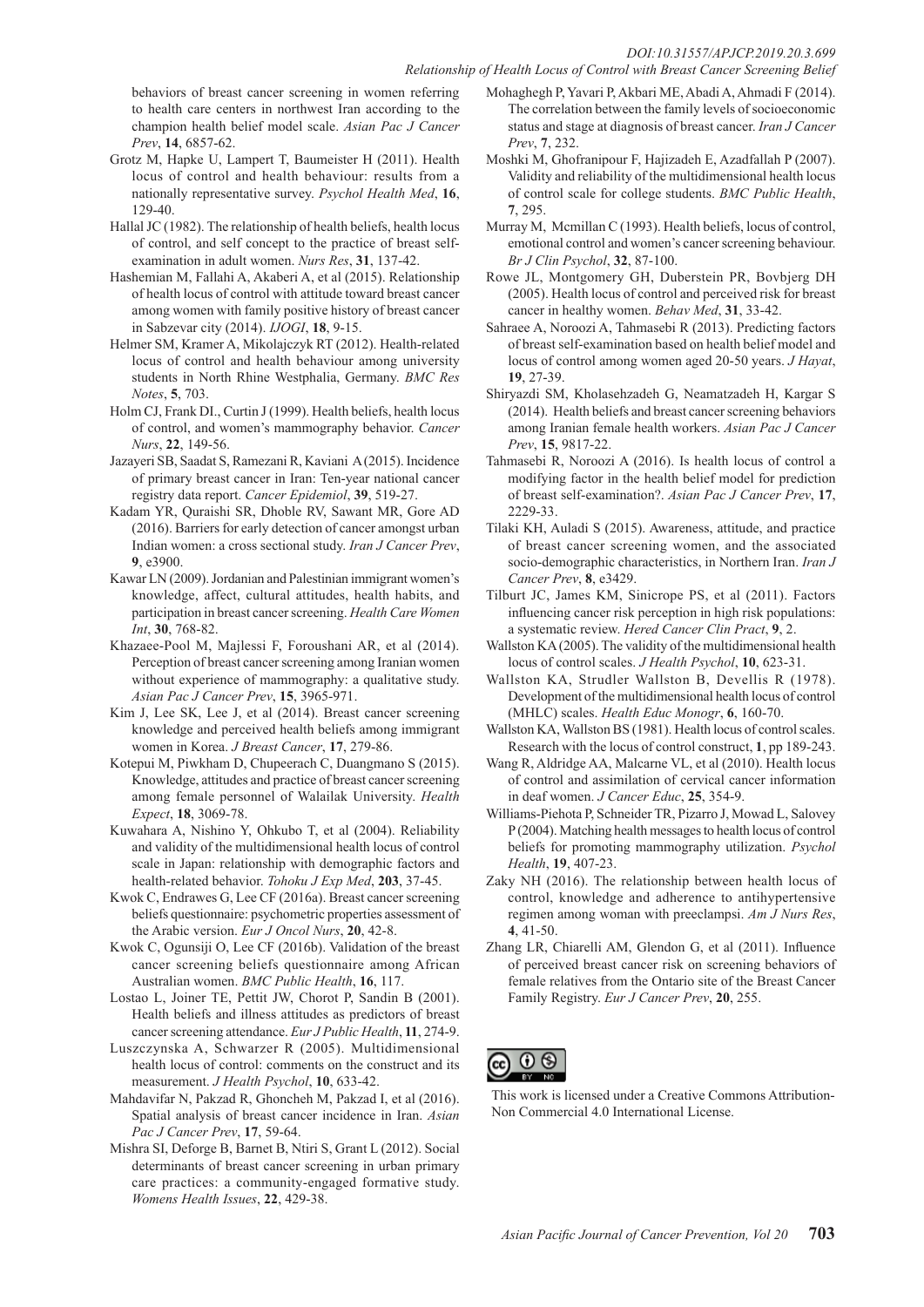behaviors of breast cancer screening in women referring to health care centers in northwest Iran according to the champion health belief model scale. *Asian Pac J Cancer Prev*, **14**, 6857-62.

Grotz M, Hapke U, Lampert T, Baumeister H (2011). Health locus of control and health behaviour: results from a nationally representative survey. *Psychol Health Med*, **16**, 129-40.

Hallal JC (1982). The relationship of health beliefs, health locus of control, and self concept to the practice of breast self-examination in adult women. *Nurs Res*, **31**, 137-42.

Hashemian M, Fallahi A, Akaberi A, et al (2015). Relationship of health locus of control with attitude toward breast cancer among women with family positive history of breast cancer in Sabzevar city (2014). *IJOGI*, **18**, 9-15.

Helmer SM, Kramer A, Mikolajczyk RT (2012). Health-related locus of control and health behaviour among university students in North Rhine Westphalia, Germany. *BMC Res Notes*, **5**, 703.

Holm CJ, Frank DI., Curtin J (1999). Health beliefs, health locus of control, and women's mammography behavior. *Cancer Nurs*, **22**, 149-56.

Jazayeri SB, Saadat S, Ramezani R, Kaviani A (2015). Incidence of primary breast cancer in Iran: Ten-year national cancer registry data report. *Cancer Epidemiol*, **39**, 519-27.

Kadam YR, Quraishi SR, Dhoble RV, Sawant MR, Gore AD (2016). Barriers for early detection of cancer amongst urban Indian women: a cross sectional study. *Iran J Cancer Prev*, **9**, e3900.

Kawar LN (2009). Jordanian and Palestinian immigrant women's knowledge, affect, cultural attitudes, health habits, and participation in breast cancer screening. *Health Care Women Int*, **30**, 768-82.

Khazaee-Pool M, Majlessi F, Foroushani AR, et al (2014). Perception of breast cancer screening among Iranian women without experience of mammography: a qualitative study. *Asian Pac J Cancer Prev*, **15**, 3965-971.

Kim J, Lee SK, Lee J, et al (2014). Breast cancer screening knowledge and perceived health beliefs among immigrant women in Korea. *J Breast Cancer*, **17**, 279-86.

Kotepui M, Piwkham D, Chupeerach C, Duangmano S (2015). Knowledge, attitudes and practice of breast cancer screening among female personnel of Walailak University. *Health Expect*, **18**, 3069-78.

Kuwahara A, Nishino Y, Ohkubo T, et al (2004). Reliability and validity of the multidimensional health locus of control scale in Japan: relationship with demographic factors and health-related behavior. *Tohoku J Exp Med*, **203**, 37-45.

Kwok C, Endrawes G, Lee CF (2016a). Breast cancer screening beliefs questionnaire: psychometric properties assessment of the Arabic version. *Eur J Oncol Nurs*, **20**, 42-8.

Kwok C, Ogunsiji O, Lee CF (2016b). Validation of the breast cancer screening beliefs questionnaire among African Australian women. *BMC Public Health*, **16**, 117.

Lostao L, Joiner TE, Pettit JW, Chorot P, Sandin B (2001). Health beliefs and illness attitudes as predictors of breast cancer screening attendance. *Eur J Public Health*, **11**, 274-9.

Luszczynska A, Schwarzer R (2005). Multidimensional health locus of control: comments on the construct and its measurement. *J Health Psychol*, **10**, 633-42.

Mahdavifar N, Pakzad R, Ghoncheh M, Pakzad I, et al (2016). Spatial analysis of breast cancer incidence in Iran. *Asian Pac J Cancer Prev*, **17**, 59-64.

Mishra SI, Deforge B, Barnet B, Ntiri S, Grant L (2012). Social determinants of breast cancer screening in urban primary care practices: a community-engaged formative study. *Womens Health Issues*, **22**, 429-38.

Mohaghegh P, Yavari P, Akbari ME, Abadi A, Ahmadi F (2014). The correlation between the family levels of socioeconomic status and stage at diagnosis of breast cancer. *Iran J Cancer Prev*, **7**, 232.

Moshki M, Ghofranipour F, Hajizadeh E, Azadfallah P (2007). Validity and reliability of the multidimensional health locus of control scale for college students. *BMC Public Health*, **7**, 295.

Murray M, Mcmillan C (1993). Health beliefs, locus of control, emotional control and women's cancer screening behaviour. *Br J Clin Psychol*, **32**, 87-100.

Rowe JL, Montgomery GH, Duberstein PR, Bovbjerg DH (2005). Health locus of control and perceived risk for breast cancer in healthy women. *Behav Med*, **31**, 33-42.

Sahraee A, Noroozi A, Tahmasebi R (2013). Predicting factors of breast self-examination based on health belief model and locus of control among women aged 20-50 years. *J Hayat*, **19**, 27-39.

Shiryazdi SM, Kholasehzadeh G, Neamatzadeh H, Kargar S (2014). Health beliefs and breast cancer screening behaviors among Iranian female health workers. *Asian Pac J Cancer Prev*, **15**, 9817-22.

Tahmasebi R, Noroozi A (2016). Is health locus of control a modifying factor in the health belief model for prediction of breast self-examination?. *Asian Pac J Cancer Prev*, **17**, 2229-33.

Tilaki KH, Auladi S (2015). Awareness, attitude, and practice of breast cancer screening women, and the associated socio-demographic characteristics, in Northern Iran. *Iran J Cancer Prev*, **8**, e3429.

Tilburt JC, James KM, Sinicrope PS, et al (2011). Factors influencing cancer risk perception in high risk populations: a systematic review. *Hered Cancer Clin Pract*, **9**, 2.

Wallston KA (2005). The validity of the multidimensional health locus of control scales. *J Health Psychol*, **10**, 623-31.

Wallston KA, Strudler Wallston B, Devellis R (1978). Development of the multidimensional health locus of control (MHLC) scales. *Health Educ Monogr*, **6**, 160-70.

Wallston KA, Wallston BS (1981). Health locus of control scales. Research with the locus of control construct, **1**, pp 189-243.

Wang R, Aldridge AA, Malcarne VL, et al (2010). Health locus of control and assimilation of cervical cancer information in deaf women. *J Cancer Educ*, **25**, 354-9.

Williams-Piehota P, Schneider TR, Pizarro J, Mowad L, Salovey P (2004). Matching health messages to health locus of control beliefs for promoting mammography utilization. *Psychol Health*, **19**, 407-23.

Zaky NH (2016). The relationship between health locus of control, knowledge and adherence to antihypertensive regimen among woman with preeclampsi. *Am J Nurs Res*, **4**, 41-50.

Zhang LR, Chiarelli AM, Glendon G, et al (2011). Influence of perceived breast cancer risk on screening behaviors of female relatives from the Ontario site of the Breast Cancer Family Registry. *Eur J Cancer Prev*, **20**, 255.

This work is licensed under a Creative Commons Attribution-Non Commercial 4.0 International License.